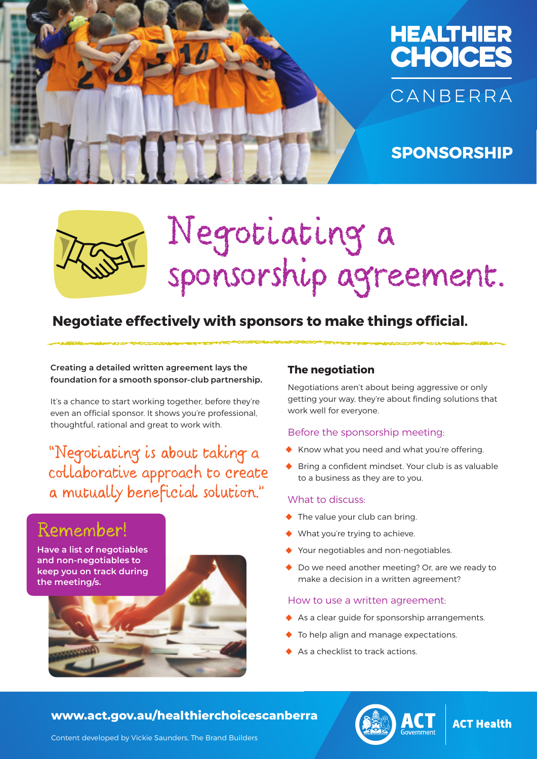HEALTHIER CHOICES

CANBERRA

SPONSORSHIP

# Negotiating a sponsorship agreement.

## Negotiate effectively with sponsors to make things official.

**Creating a detailed written agreement lays the foundation for a smooth sponsor-club partnership.**

It's a chance to start working together, before they're even an official sponsor. It shows you're professional, thoughtful, rational and great to work with.

"Negotiating is about taking a collaborative approach to create a mutually beneficial solution."

### Remember!

**Have a list of negotiables and non-negotiables to keep you on track during the meeting/s.**

### The negotiation

Negotiations aren't about being aggressive or only getting your way, they're about finding solutions that work well for everyone.

#### Before the sponsorship meeting:

- Know what you need and what you're offering.
- Bring a confident mindset. Your club is as valuable to a business as they are to you.

#### What to discuss:

- The value your club can bring.
- What you're trying to achieve.
- Your negotiables and non-negotiables.
- Do we need another meeting? Or, are we ready to make a decision in a written agreement?

#### How to use a written agreement:

- As a clear guide for sponsorship arrangements.
- To help align and manage expectations.
- As a checklist to track actions.

**www.act.gov.au/healthierchoicescanberra**

Content developed by Vickie Saunders, The Brand Builders

ACT Government | ACT Health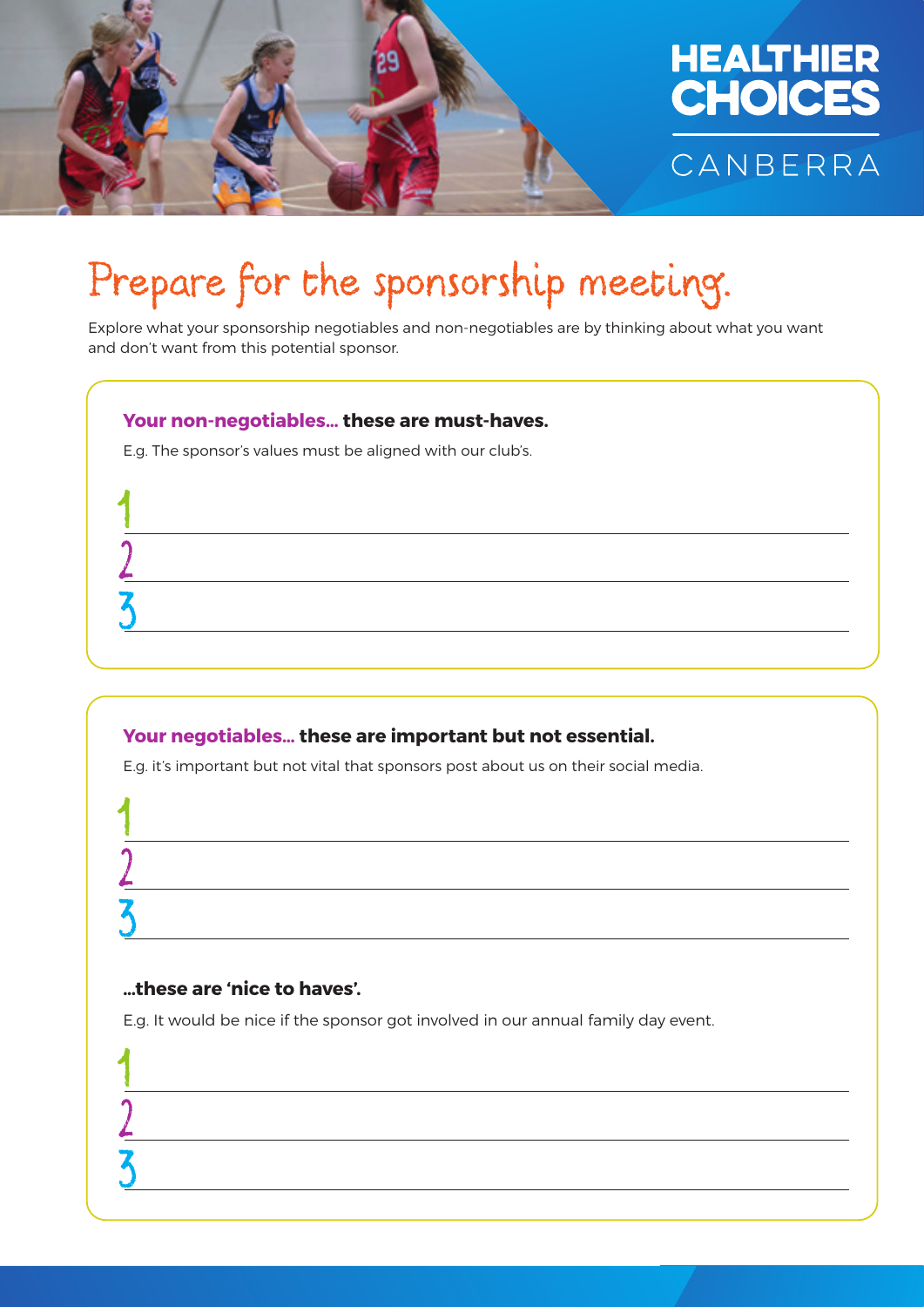HEALTHIER CHOICES

CANBERRA

# Prepare for the sponsorship meeting.

Explore what your sponsorship negotiables and non-negotiables are by thinking about what you want and don't want from this potential sponsor.

**Your non-negotiables... these are must-haves.**

E.g. The sponsor's values must be aligned with our club's.

1 ______________________________

2 ______________________________

3 ______________________________

**Your negotiables... these are important but not essential.**

E.g. it's important but not vital that sponsors post about us on their social media.

1 ______________________________

2 ______________________________

3 ______________________________

**...these are 'nice to haves'.**

E.g. It would be nice if the sponsor got involved in our annual family day event.

1 ______________________________

2 ______________________________

3 ______________________________